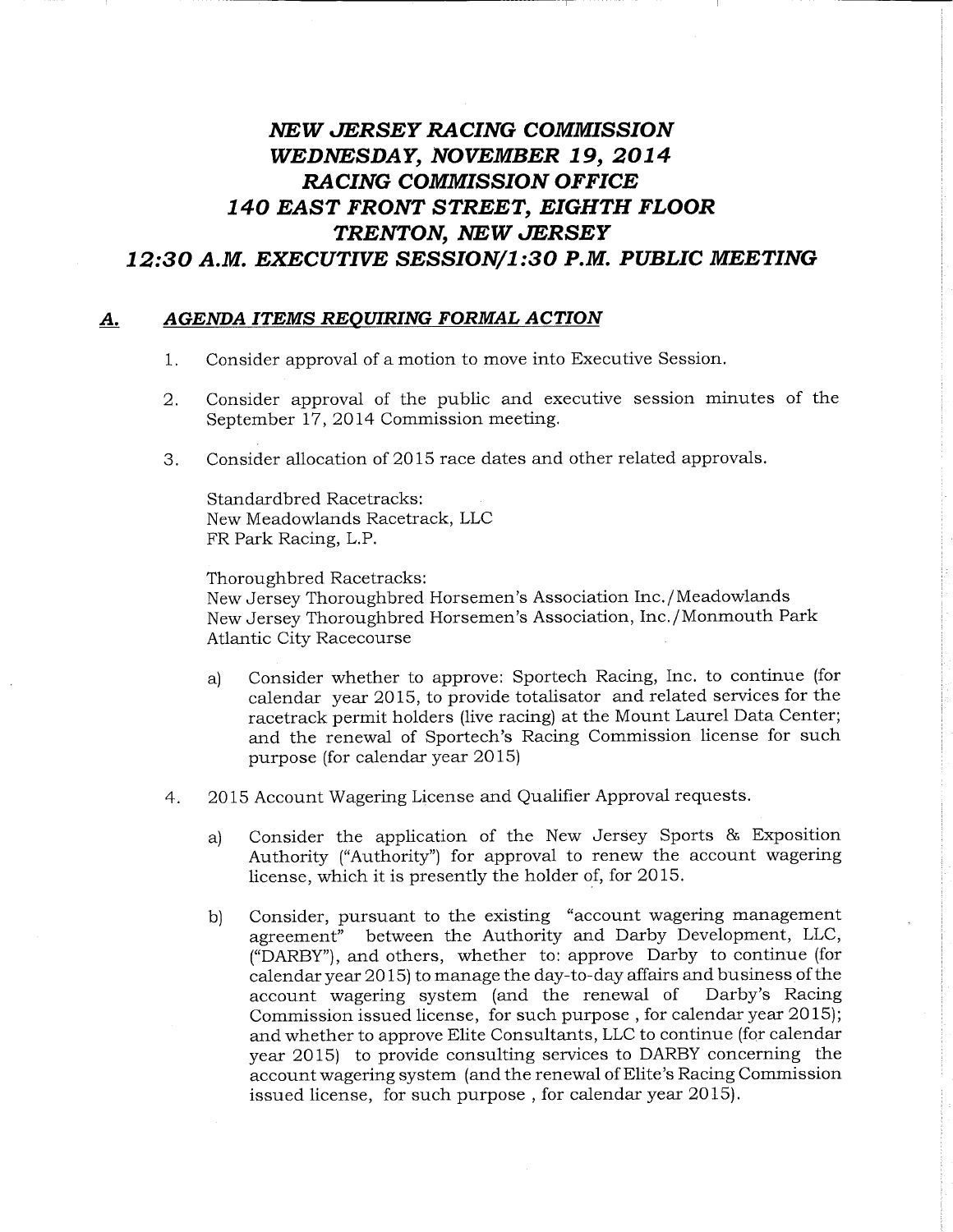# *NEW JERSEY RACING COMMISSION*
# *WEDNESDAY, NOVEMBER 19, 2014*
# *RACING COMMISSION OFFICE*
# *140 EAST FRONT STREET, EIGHTH FLOOR*
# *TRENTON, NEW JERSEY*
# *12:30 A.M. EXECUTIVE SESSION/1:30 P.M. PUBLIC MEETING*

## ***A. AGENDA ITEMS REQUIRING FORMAL ACTION***

1. Consider approval of a motion to move into Executive Session.

2. Consider approval of the public and executive session minutes of the September 17, 2014 Commission meeting.

3. Consider allocation of 2015 race dates and other related approvals.

   Standardbred Racetracks:
   New Meadowlands Racetrack, LLC
   FR Park Racing, L.P.

   Thoroughbred Racetracks:
   New Jersey Thoroughbred Horsemen's Association Inc./Meadowlands
   New Jersey Thoroughbred Horsemen's Association, Inc./Monmouth Park
   Atlantic City Racecourse

   a) Consider whether to approve: Sportech Racing, Inc. to continue (for calendar year 2015, to provide totalisator and related services for the racetrack permit holders (live racing) at the Mount Laurel Data Center; and the renewal of Sportech's Racing Commission license for such purpose (for calendar year 2015)

4. 2015 Account Wagering License and Qualifier Approval requests.

   a) Consider the application of the New Jersey Sports & Exposition Authority ("Authority") for approval to renew the account wagering license, which it is presently the holder of, for 2015.

   b) Consider, pursuant to the existing "account wagering management agreement" between the Authority and Darby Development, LLC, ("DARBY"), and others, whether to: approve Darby to continue (for calendar year 2015) to manage the day-to-day affairs and business of the account wagering system (and the renewal of Darby's Racing Commission issued license, for such purpose , for calendar year 2015); and whether to approve Elite Consultants, LLC to continue (for calendar year 2015) to provide consulting services to DARBY concerning the account wagering system (and the renewal of Elite's Racing Commission issued license, for such purpose , for calendar year 2015).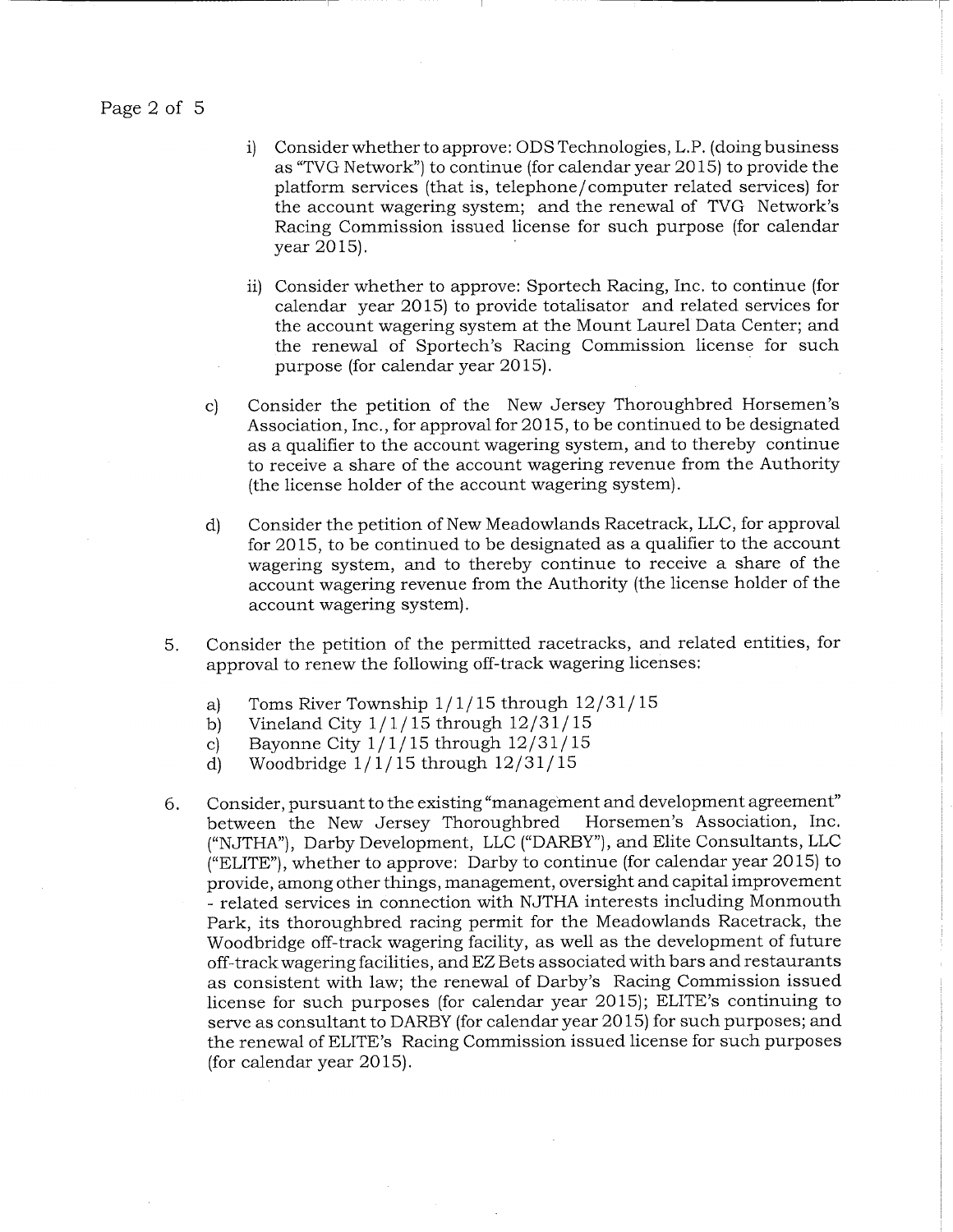i) Consider whether to approve: ODS Technologies, L.P. (doing business as "TVG Network") to continue (for calendar year 2015) to provide the platform services (that is, telephone/computer related services) for the account wagering system; and the renewal of TVG Network's Racing Commission issued license for such purpose (for calendar year 2015).

ii) Consider whether to approve: Sportech Racing, Inc. to continue (for calendar year 2015) to provide totalisator and related services for the account wagering system at the Mount Laurel Data Center; and the renewal of Sportech's Racing Commission license for such purpose (for calendar year 2015).

c) Consider the petition of the New Jersey Thoroughbred Horsemen's Association, Inc., for approval for 2015, to be continued to be designated as a qualifier to the account wagering system, and to thereby continue to receive a share of the account wagering revenue from the Authority (the license holder of the account wagering system).

d) Consider the petition of New Meadowlands Racetrack, LLC, for approval for 2015, to be continued to be designated as a qualifier to the account wagering system, and to thereby continue to receive a share of the account wagering revenue from the Authority (the license holder of the account wagering system).

5. Consider the petition of the permitted racetracks, and related entities, for approval to renew the following off-track wagering licenses:

   a) Toms River Township 1/1/15 through 12/31/15
   b) Vineland City 1/1/15 through 12/31/15
   c) Bayonne City 1/1/15 through 12/31/15
   d) Woodbridge 1/1/15 through 12/31/15

6. Consider, pursuant to the existing "management and development agreement" between the New Jersey Thoroughbred Horsemen's Association, Inc. ("NJTHA"), Darby Development, LLC ("DARBY"), and Elite Consultants, LLC ("ELITE"), whether to approve: Darby to continue (for calendar year 2015) to provide, among other things, management, oversight and capital improvement - related services in connection with NJTHA interests including Monmouth Park, its thoroughbred racing permit for the Meadowlands Racetrack, the Woodbridge off-track wagering facility, as well as the development of future off-track wagering facilities, and EZ Bets associated with bars and restaurants as consistent with law; the renewal of Darby's Racing Commission issued license for such purposes (for calendar year 2015); ELITE's continuing to serve as consultant to DARBY (for calendar year 2015) for such purposes; and the renewal of ELITE's Racing Commission issued license for such purposes (for calendar year 2015).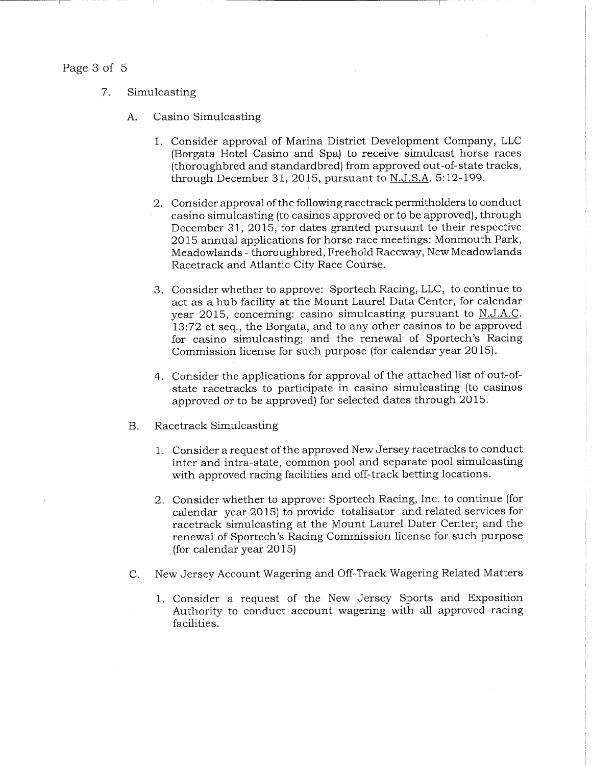7. Simulcasting

   A. Casino Simulcasting

      1. Consider approval of Marina District Development Company, LLC (Borgata Hotel Casino and Spa) to receive simulcast horse races (thoroughbred and standardbred) from approved out-of-state tracks, through December 31, 2015, pursuant to N.J.S.A. 5:12-199.

      2. Consider approval of the following racetrack permitholders to conduct casino simulcasting (to casinos approved or to be approved), through December 31, 2015, for dates granted pursuant to their respective 2015 annual applications for horse race meetings: Monmouth Park, Meadowlands - thoroughbred, Freehold Raceway, New Meadowlands Racetrack and Atlantic City Race Course.

      3. Consider whether to approve: Sportech Racing, LLC, to continue to act as a hub facility at the Mount Laurel Data Center, for calendar year 2015, concerning: casino simulcasting pursuant to N.J.A.C. 13:72 et seq., the Borgata, and to any other casinos to be approved for casino simulcasting; and the renewal of Sportech's Racing Commission license for such purpose (for calendar year 2015).

      4. Consider the applications for approval of the attached list of out-of-state racetracks to participate in casino simulcasting (to casinos approved or to be approved) for selected dates through 2015.

   B. Racetrack Simulcasting

      1. Consider a request of the approved New Jersey racetracks to conduct inter and intra-state, common pool and separate pool simulcasting with approved racing facilities and off-track betting locations.

      2. Consider whether to approve: Sportech Racing, Inc. to continue (for calendar year 2015) to provide totalisator and related services for racetrack simulcasting at the Mount Laurel Dater Center; and the renewal of Sportech's Racing Commission license for such purpose (for calendar year 2015)

   C. New Jersey Account Wagering and Off-Track Wagering Related Matters

      1. Consider a request of the New Jersey Sports and Exposition Authority to conduct account wagering with all approved racing facilities.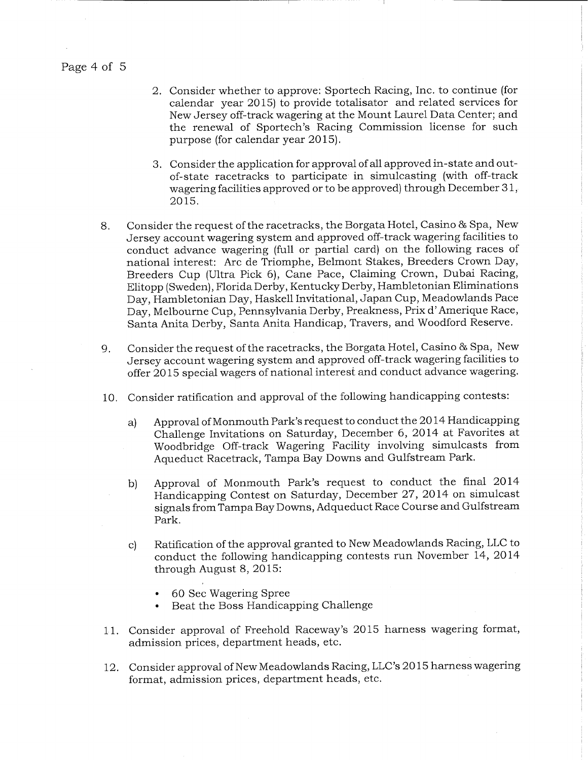2. Consider whether to approve: Sportech Racing, Inc. to continue (for calendar year 2015) to provide totalisator and related services for New Jersey off-track wagering at the Mount Laurel Data Center; and the renewal of Sportech's Racing Commission license for such purpose (for calendar year 2015).

3. Consider the application for approval of all approved in-state and out-of-state racetracks to participate in simulcasting (with off-track wagering facilities approved or to be approved) through December 31, 2015.

8. Consider the request of the racetracks, the Borgata Hotel, Casino & Spa, New Jersey account wagering system and approved off-track wagering facilities to conduct advance wagering (full or partial card) on the following races of national interest: Arc de Triomphe, Belmont Stakes, Breeders Crown Day, Breeders Cup (Ultra Pick 6), Cane Pace, Claiming Crown, Dubai Racing, Elitopp (Sweden), Florida Derby, Kentucky Derby, Hambletonian Eliminations Day, Hambletonian Day, Haskell Invitational, Japan Cup, Meadowlands Pace Day, Melbourne Cup, Pennsylvania Derby, Preakness, Prix d'Amerique Race, Santa Anita Derby, Santa Anita Handicap, Travers, and Woodford Reserve.

9. Consider the request of the racetracks, the Borgata Hotel, Casino & Spa, New Jersey account wagering system and approved off-track wagering facilities to offer 2015 special wagers of national interest and conduct advance wagering.

10. Consider ratification and approval of the following handicapping contests:

    a) Approval of Monmouth Park's request to conduct the 2014 Handicapping Challenge Invitations on Saturday, December 6, 2014 at Favorites at Woodbridge Off-track Wagering Facility involving simulcasts from Aqueduct Racetrack, Tampa Bay Downs and Gulfstream Park.

    b) Approval of Monmouth Park's request to conduct the final 2014 Handicapping Contest on Saturday, December 27, 2014 on simulcast signals from Tampa Bay Downs, Adqueduct Race Course and Gulfstream Park.

    c) Ratification of the approval granted to New Meadowlands Racing, LLC to conduct the following handicapping contests run November 14, 2014 through August 8, 2015:

        - 60 Sec Wagering Spree
        - Beat the Boss Handicapping Challenge

11. Consider approval of Freehold Raceway's 2015 harness wagering format, admission prices, department heads, etc.

12. Consider approval of New Meadowlands Racing, LLC's 2015 harness wagering format, admission prices, department heads, etc.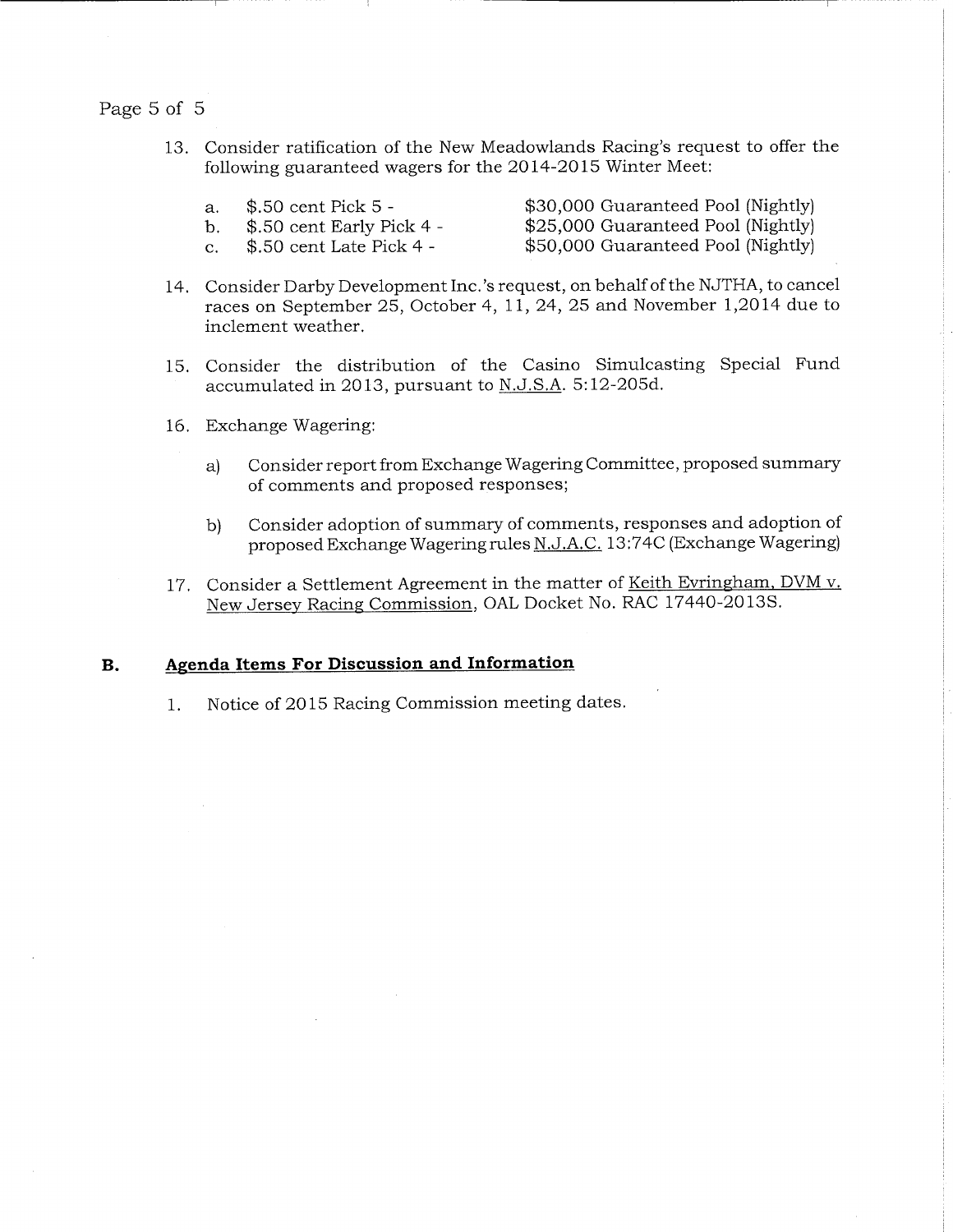13. Consider ratification of the New Meadowlands Racing's request to offer the following guaranteed wagers for the 2014-2015 Winter Meet:

    a. $.50 cent Pick 5 - $30,000 Guaranteed Pool (Nightly)
    b. $.50 cent Early Pick 4 - $25,000 Guaranteed Pool (Nightly)
    c. $.50 cent Late Pick 4 - $50,000 Guaranteed Pool (Nightly)

14. Consider Darby Development Inc.'s request, on behalf of the NJTHA, to cancel races on September 25, October 4, 11, 24, 25 and November 1,2014 due to inclement weather.

15. Consider the distribution of the Casino Simulcasting Special Fund accumulated in 2013, pursuant to N.J.S.A. 5:12-205d.

16. Exchange Wagering:

    a) Consider report from Exchange Wagering Committee, proposed summary of comments and proposed responses;

    b) Consider adoption of summary of comments, responses and adoption of proposed Exchange Wagering rules N.J.A.C. 13:74C (Exchange Wagering)

17. Consider a Settlement Agreement in the matter of Keith Evringham, DVM v. New Jersey Racing Commission, OAL Docket No. RAC 17440-2013S.

## B. Agenda Items For Discussion and Information

1. Notice of 2015 Racing Commission meeting dates.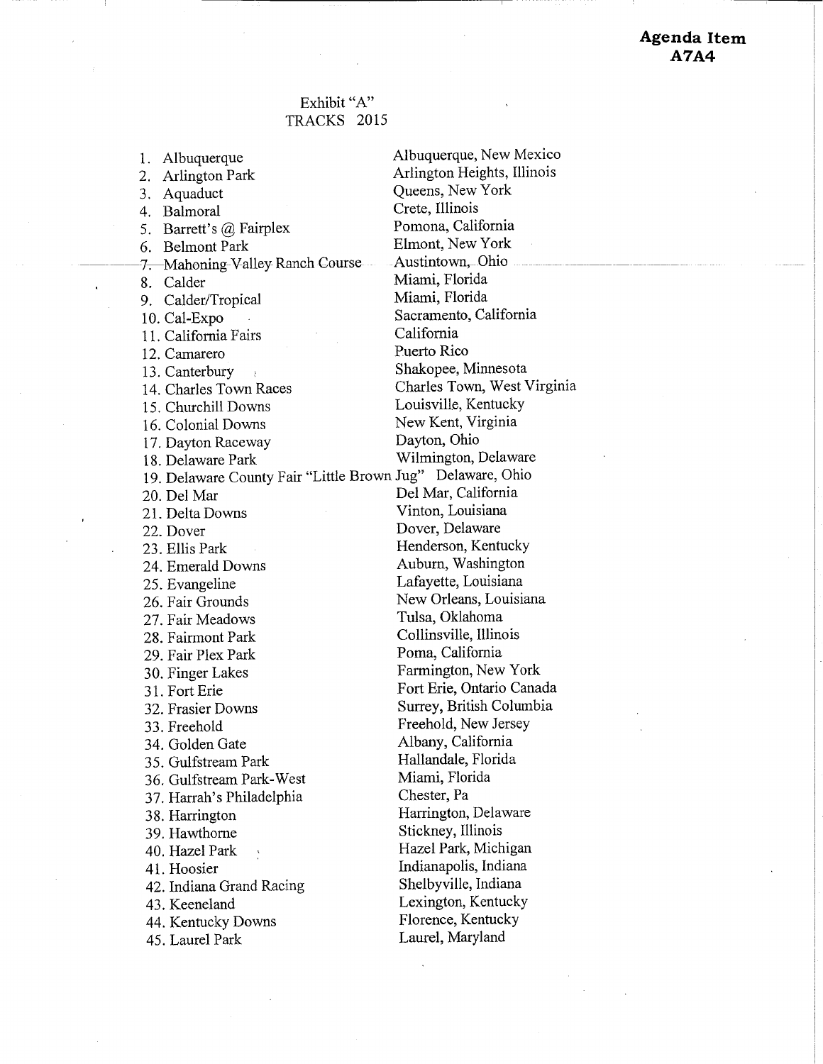**Agenda Item A7A4**

Exhibit "A"
TRACKS 2015

| | Track | Location |
|---|---|---|
| 1. | Albuquerque | Albuquerque, New Mexico |
| 2. | Arlington Park | Arlington Heights, Illinois |
| 3. | Aquaduct | Queens, New York |
| 4. | Balmoral | Crete, Illinois |
| 5. | Barrett's @ Fairplex | Pomona, California |
| 6. | Belmont Park | Elmont, New York |
| ~~7.~~ | ~~Mahoning Valley Ranch Course~~ | ~~Austintown, Ohio~~ |
| 8. | Calder | Miami, Florida |
| 9. | Calder/Tropical | Miami, Florida |
| 10. | Cal-Expo | Sacramento, California |
| 11. | California Fairs | California |
| 12. | Camarero | Puerto Rico |
| 13. | Canterbury | Shakopee, Minnesota |
| 14. | Charles Town Races | Charles Town, West Virginia |
| 15. | Churchill Downs | Louisville, Kentucky |
| 16. | Colonial Downs | New Kent, Virginia |
| 17. | Dayton Raceway | Dayton, Ohio |
| 18. | Delaware Park | Wilmington, Delaware |
| 19. | Delaware County Fair "Little Brown Jug" | Delaware, Ohio |
| 20. | Del Mar | Del Mar, California |
| 21. | Delta Downs | Vinton, Louisiana |
| 22. | Dover | Dover, Delaware |
| 23. | Ellis Park | Henderson, Kentucky |
| 24. | Emerald Downs | Auburn, Washington |
| 25. | Evangeline | Lafayette, Louisiana |
| 26. | Fair Grounds | New Orleans, Louisiana |
| 27. | Fair Meadows | Tulsa, Oklahoma |
| 28. | Fairmont Park | Collinsville, Illinois |
| 29. | Fair Plex Park | Poma, California |
| 30. | Finger Lakes | Farmington, New York |
| 31. | Fort Erie | Fort Erie, Ontario Canada |
| 32. | Frasier Downs | Surrey, British Columbia |
| 33. | Freehold | Freehold, New Jersey |
| 34. | Golden Gate | Albany, California |
| 35. | Gulfstream Park | Hallandale, Florida |
| 36. | Gulfstream Park-West | Miami, Florida |
| 37. | Harrah's Philadelphia | Chester, Pa |
| 38. | Harrington | Harrington, Delaware |
| 39. | Hawthorne | Stickney, Illinois |
| 40. | Hazel Park | Hazel Park, Michigan |
| 41. | Hoosier | Indianapolis, Indiana |
| 42. | Indiana Grand Racing | Shelbyville, Indiana |
| 43. | Keeneland | Lexington, Kentucky |
| 44. | Kentucky Downs | Florence, Kentucky |
| 45. | Laurel Park | Laurel, Maryland |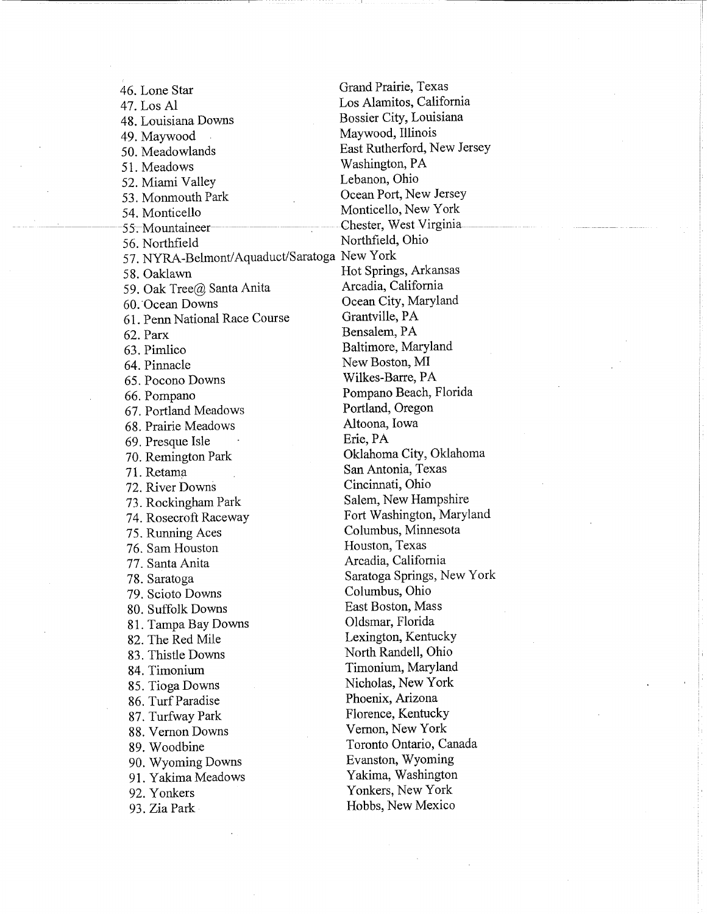| | |
|---|---|
| 46. Lone Star | Grand Prairie, Texas |
| 47. Los Al | Los Alamitos, California |
| 48. Louisiana Downs | Bossier City, Louisiana |
| 49. Maywood | Maywood, Illinois |
| 50. Meadowlands | East Rutherford, New Jersey |
| 51. Meadows | Washington, PA |
| 52. Miami Valley | Lebanon, Ohio |
| 53. Monmouth Park | Ocean Port, New Jersey |
| 54. Monticello | Monticello, New York |
| 55. Mountaineer | Chester, West Virginia |
| 56. Northfield | Northfield, Ohio |
| 57. NYRA-Belmont/Aquaduct/Saratoga | New York |
| 58. Oaklawn | Hot Springs, Arkansas |
| 59. Oak Tree@ Santa Anita | Arcadia, California |
| 60. Ocean Downs | Ocean City, Maryland |
| 61. Penn National Race Course | Grantville, PA |
| 62. Parx | Bensalem, PA |
| 63. Pimlico | Baltimore, Maryland |
| 64. Pinnacle | New Boston, MI |
| 65. Pocono Downs | Wilkes-Barre, PA |
| 66. Pompano | Pompano Beach, Florida |
| 67. Portland Meadows | Portland, Oregon |
| 68. Prairie Meadows | Altoona, Iowa |
| 69. Presque Isle | Erie, PA |
| 70. Remington Park | Oklahoma City, Oklahoma |
| 71. Retama | San Antonia, Texas |
| 72. River Downs | Cincinnati, Ohio |
| 73. Rockingham Park | Salem, New Hampshire |
| 74. Rosecroft Raceway | Fort Washington, Maryland |
| 75. Running Aces | Columbus, Minnesota |
| 76. Sam Houston | Houston, Texas |
| 77. Santa Anita | Arcadia, California |
| 78. Saratoga | Saratoga Springs, New York |
| 79. Scioto Downs | Columbus, Ohio |
| 80. Suffolk Downs | East Boston, Mass |
| 81. Tampa Bay Downs | Oldsmar, Florida |
| 82. The Red Mile | Lexington, Kentucky |
| 83. Thistle Downs | North Randell, Ohio |
| 84. Timonium | Timonium, Maryland |
| 85. Tioga Downs | Nicholas, New York |
| 86. Turf Paradise | Phoenix, Arizona |
| 87. Turfway Park | Florence, Kentucky |
| 88. Vernon Downs | Vernon, New York |
| 89. Woodbine | Toronto Ontario, Canada |
| 90. Wyoming Downs | Evanston, Wyoming |
| 91. Yakima Meadows | Yakima, Washington |
| 92. Yonkers | Yonkers, New York |
| 93. Zia Park | Hobbs, New Mexico |